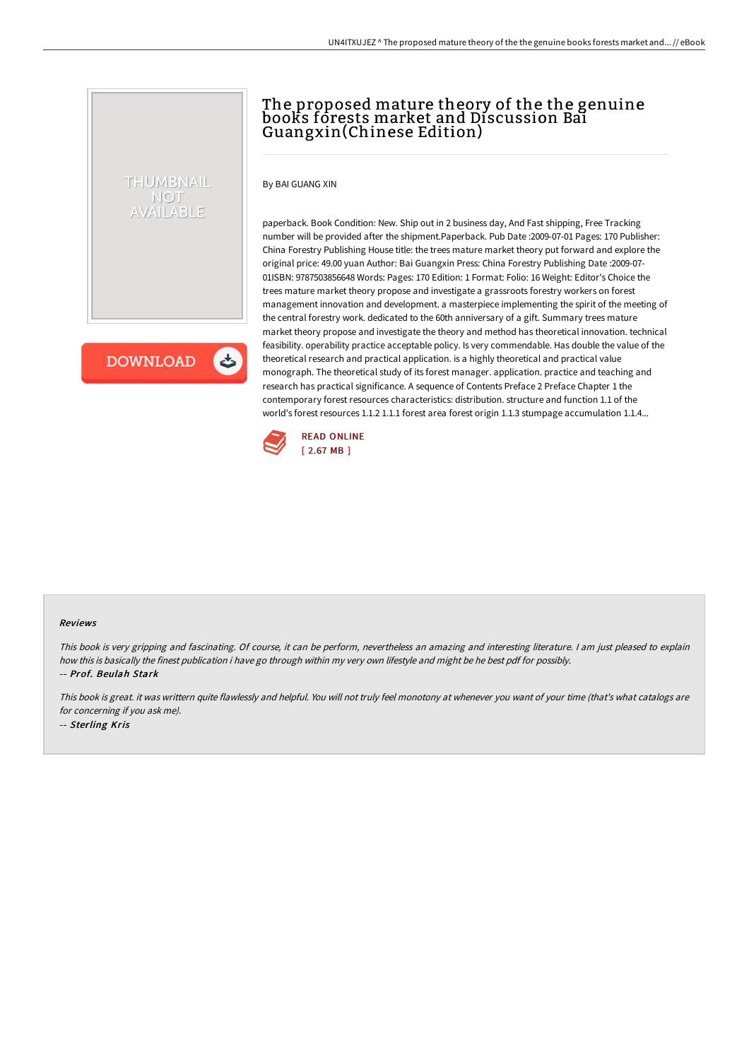# The proposed mature theory of the the genuine books forests market and Discussion Bai Guangxin(Chinese Edition)

By BAI GUANG XIN

paperback. Book Condition: New. Ship out in 2 business day, And Fast shipping, Free Tracking number will be provided after the shipment.Paperback. Pub Date :2009-07-01 Pages: 170 Publisher: China Forestry Publishing House title: the trees mature market theory put forward and explore the original price: 49.00 yuan Author: Bai Guangxin Press: China Forestry Publishing Date :2009-07-01ISBN: 9787503856648 Words: Pages: 170 Edition: 1 Format: Folio: 16 Weight: Editor's Choice the trees mature market theory propose and investigate a grassroots forestry workers on forest management innovation and development. a masterpiece implementing the spirit of the meeting of the central forestry work. dedicated to the 60th anniversary of a gift. Summary trees mature market theory propose and investigate the theory and method has theoretical innovation. technical feasibility. operability practice acceptable policy. Is very commendable. Has double the value of the theoretical research and practical application. is a highly theoretical and practical value monograph. The theoretical study of its forest manager. application. practice and teaching and research has practical significance. A sequence of Contents Preface 2 Preface Chapter 1 the contemporary forest resources characteristics: distribution. structure and function 1.1 of the world's forest resources 1.1.2 1.1.1 forest area forest origin 1.1.3 stumpage accumulation 1.1.4...

READ ONLINE
[ 2.67 MB ]

### Reviews

*This book is very gripping and fascinating. Of course, it can be perform, nevertheless an amazing and interesting literature. I am just pleased to explain how this is basically the finest publication i have go through within my very own lifestyle and might be he best pdf for possibly.*

*-- Prof. Beulah Stark*

*This book is great. it was writtern quite flawlessly and helpful. You will not truly feel monotony at whenever you want of your time (that's what catalogs are for concerning if you ask me).*

*-- Sterling Kris*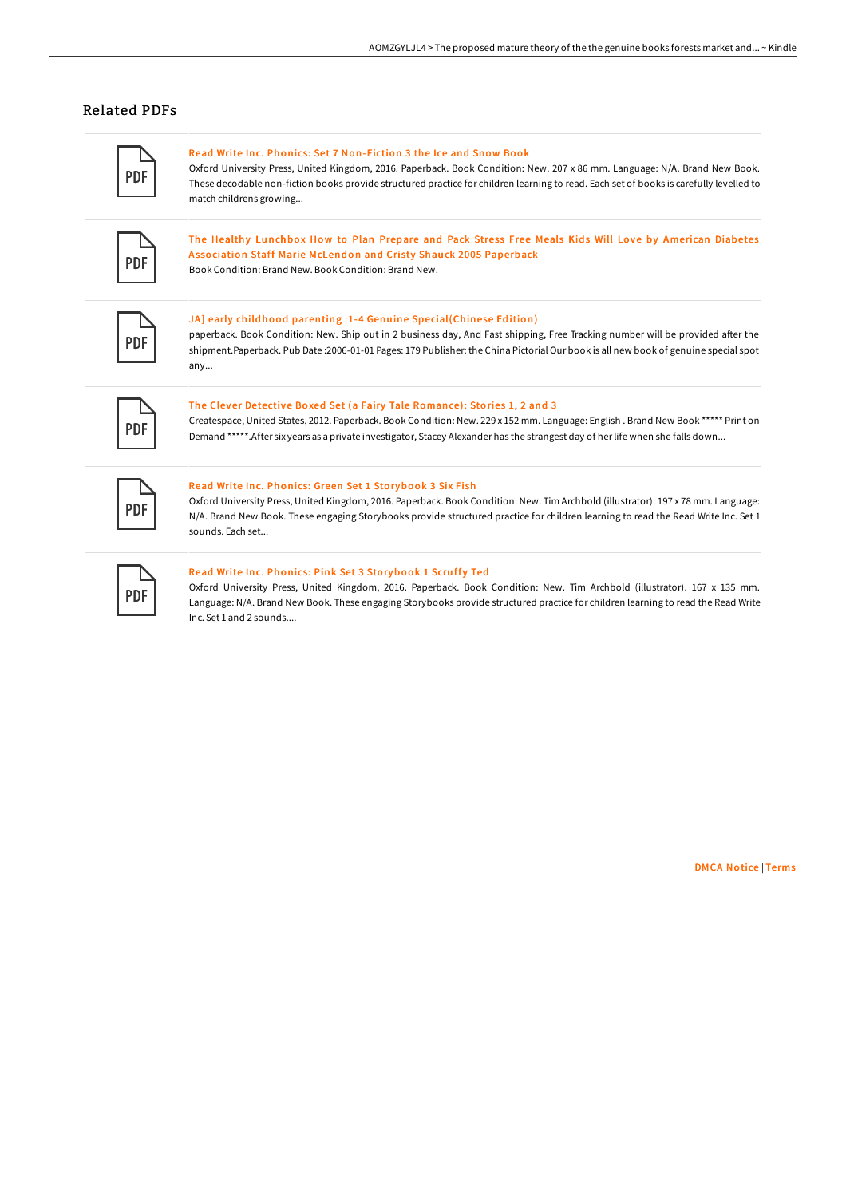## Related PDFs

**Read Write Inc. Phonics: Set 7 Non-Fiction 3 the Ice and Snow Book**

Oxford University Press, United Kingdom, 2016. Paperback. Book Condition: New. 207 x 86 mm. Language: N/A. Brand New Book. These decodable non-fiction books provide structured practice for children learning to read. Each set of books is carefully levelled to match childrens growing...

**The Healthy Lunchbox How to Plan Prepare and Pack Stress Free Meals Kids Will Love by American Diabetes Association Staff Marie McLendon and Cristy Shauck 2005 Paperback**

Book Condition: Brand New. Book Condition: Brand New.

**JA] early childhood parenting :1-4 Genuine Special(Chinese Edition)**

paperback. Book Condition: New. Ship out in 2 business day, And Fast shipping, Free Tracking number will be provided after the shipment.Paperback. Pub Date :2006-01-01 Pages: 179 Publisher: the China Pictorial Our book is all new book of genuine special spot any...

**The Clever Detective Boxed Set (a Fairy Tale Romance): Stories 1, 2 and 3**

Createspace, United States, 2012. Paperback. Book Condition: New. 229 x 152 mm. Language: English . Brand New Book ***** Print on Demand *****.After six years as a private investigator, Stacey Alexander has the strangest day of her life when she falls down...

**Read Write Inc. Phonics: Green Set 1 Storybook 3 Six Fish**

Oxford University Press, United Kingdom, 2016. Paperback. Book Condition: New. Tim Archbold (illustrator). 197 x 78 mm. Language: N/A. Brand New Book. These engaging Storybooks provide structured practice for children learning to read the Read Write Inc. Set 1 sounds. Each set...

**Read Write Inc. Phonics: Pink Set 3 Storybook 1 Scruffy Ted**

Oxford University Press, United Kingdom, 2016. Paperback. Book Condition: New. Tim Archbold (illustrator). 167 x 135 mm. Language: N/A. Brand New Book. These engaging Storybooks provide structured practice for children learning to read the Read Write Inc. Set 1 and 2 sounds....